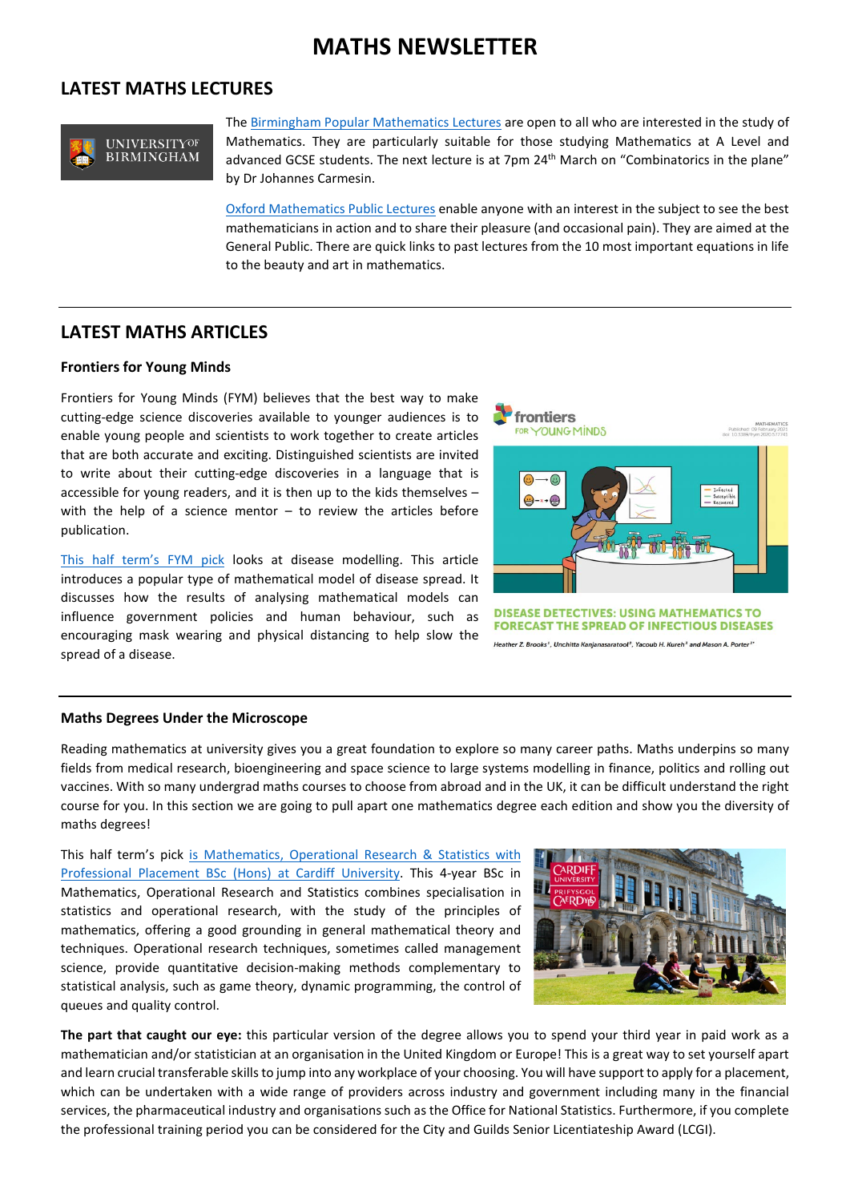# MATHS NEWSLETTER

## LATEST MATHS LECTURES

The Birmingham Popular Mathematics Lectures are open to all who are interested in the study of Mathematics. They are particularly suitable for those studying Mathematics at A Level and advanced GCSE students. The next lecture is at 7pm 24th March on "Combinatorics in the plane" by Dr Johannes Carmesin.

Oxford Mathematics Public Lectures enable anyone with an interest in the subject to see the best mathematicians in action and to share their pleasure (and occasional pain). They are aimed at the General Public. There are quick links to past lectures from the 10 most important equations in life to the beauty and art in mathematics.

## LATEST MATHS ARTICLES

### Frontiers for Young Minds

Frontiers for Young Minds (FYM) believes that the best way to make cutting-edge science discoveries available to younger audiences is to enable young people and scientists to work together to create articles that are both accurate and exciting. Distinguished scientists are invited to write about their cutting-edge discoveries in a language that is accessible for young readers, and it is then up to the kids themselves – with the help of a science mentor – to review the articles before publication.

This half term's FYM pick looks at disease modelling. This article introduces a popular type of mathematical model of disease spread. It discusses how the results of analysing mathematical models can influence government policies and human behaviour, such as encouraging mask wearing and physical distancing to help slow the spread of a disease.

DISEASE DETECTIVES: USING MATHEMATICS TO FORECAST THE SPREAD OF INFECTIOUS DISEASES

Heather Z. Brooks[1], Unchitta Kanjanasaratool[2], Yacoub H. Kureh[3] and Mason A. Porter[3*]

### Maths Degrees Under the Microscope

Reading mathematics at university gives you a great foundation to explore so many career paths. Maths underpins so many fields from medical research, bioengineering and space science to large systems modelling in finance, politics and rolling out vaccines. With so many undergrad maths courses to choose from abroad and in the UK, it can be difficult understand the right course for you. In this section we are going to pull apart one mathematics degree each edition and show you the diversity of maths degrees!

This half term's pick is Mathematics, Operational Research & Statistics with Professional Placement BSc (Hons) at Cardiff University. This 4-year BSc in Mathematics, Operational Research and Statistics combines specialisation in statistics and operational research, with the study of the principles of mathematics, offering a good grounding in general mathematical theory and techniques. Operational research techniques, sometimes called management science, provide quantitative decision-making methods complementary to statistical analysis, such as game theory, dynamic programming, the control of queues and quality control.

**The part that caught our eye:** this particular version of the degree allows you to spend your third year in paid work as a mathematician and/or statistician at an organisation in the United Kingdom or Europe! This is a great way to set yourself apart and learn crucial transferable skills to jump into any workplace of your choosing. You will have support to apply for a placement, which can be undertaken with a wide range of providers across industry and government including many in the financial services, the pharmaceutical industry and organisations such as the Office for National Statistics. Furthermore, if you complete the professional training period you can be considered for the City and Guilds Senior Licentiateship Award (LCGI).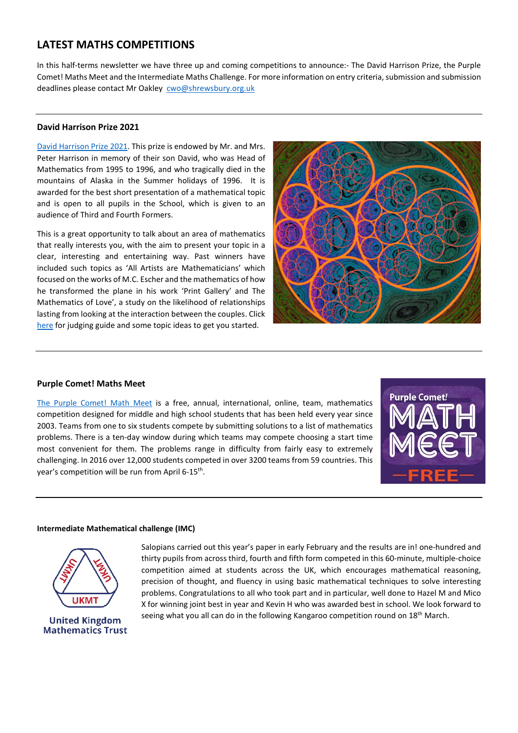## LATEST MATHS COMPETITIONS

In this half-terms newsletter we have three up and coming competitions to announce:- The David Harrison Prize, the Purple Comet! Maths Meet and the Intermediate Maths Challenge. For more information on entry criteria, submission and submission deadlines please contact Mr Oakley cwo@shrewsbury.org.uk

---

### David Harrison Prize 2021

David Harrison Prize 2021. This prize is endowed by Mr. and Mrs. Peter Harrison in memory of their son David, who was Head of Mathematics from 1995 to 1996, and who tragically died in the mountains of Alaska in the Summer holidays of 1996. It is awarded for the best short presentation of a mathematical topic and is open to all pupils in the School, which is given to an audience of Third and Fourth Formers.

This is a great opportunity to talk about an area of mathematics that really interests you, with the aim to present your topic in a clear, interesting and entertaining way. Past winners have included such topics as 'All Artists are Mathematicians' which focused on the works of M.C. Escher and the mathematics of how he transformed the plane in his work 'Print Gallery' and The Mathematics of Love', a study on the likelihood of relationships lasting from looking at the interaction between the couples. Click here for judging guide and some topic ideas to get you started.

---

### Purple Comet! Maths Meet

The Purple Comet! Math Meet is a free, annual, international, online, team, mathematics competition designed for middle and high school students that has been held every year since 2003. Teams from one to six students compete by submitting solutions to a list of mathematics problems. There is a ten-day window during which teams may compete choosing a start time most convenient for them. The problems range in difficulty from fairly easy to extremely challenging. In 2016 over 12,000 students competed in over 3200 teams from 59 countries. This year's competition will be run from April 6-15th.

---

### Intermediate Mathematical challenge (IMC)

United Kingdom Mathematics Trust

Salopians carried out this year's paper in early February and the results are in! one-hundred and thirty pupils from across third, fourth and fifth form competed in this 60-minute, multiple-choice competition aimed at students across the UK, which encourages mathematical reasoning, precision of thought, and fluency in using basic mathematical techniques to solve interesting problems. Congratulations to all who took part and in particular, well done to Hazel M and Mico X for winning joint best in year and Kevin H who was awarded best in school. We look forward to seeing what you all can do in the following Kangaroo competition round on 18th March.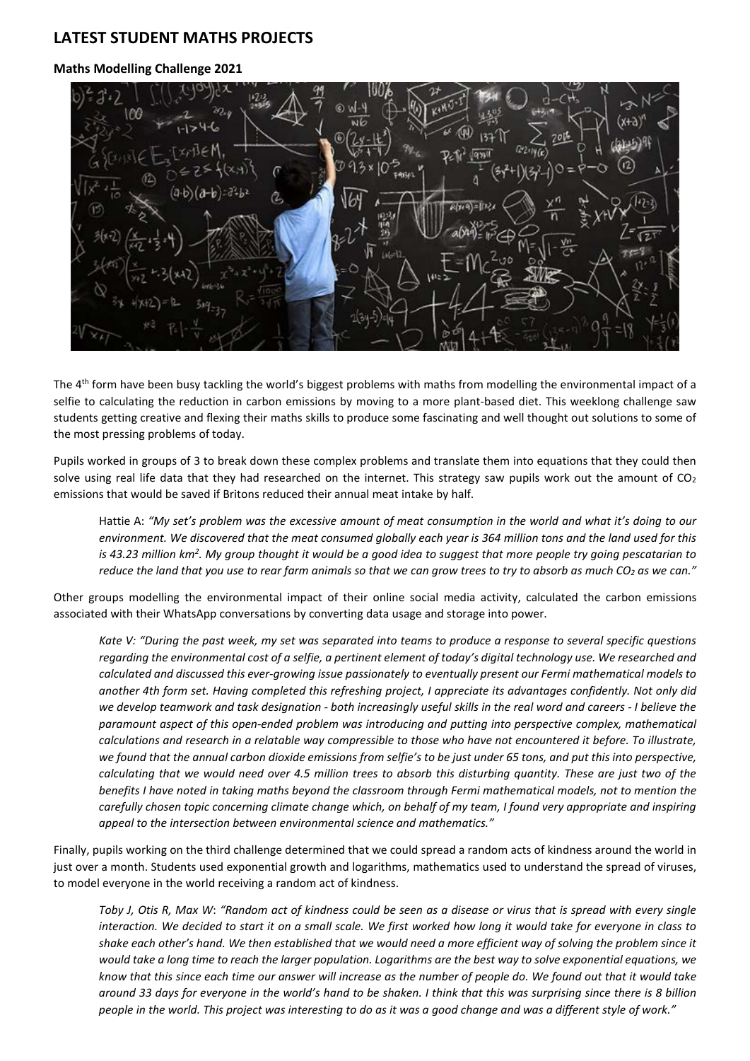# LATEST STUDENT MATHS PROJECTS

### Maths Modelling Challenge 2021

The 4th form have been busy tackling the world's biggest problems with maths from modelling the environmental impact of a selfie to calculating the reduction in carbon emissions by moving to a more plant-based diet. This weeklong challenge saw students getting creative and flexing their maths skills to produce some fascinating and well thought out solutions to some of the most pressing problems of today.

Pupils worked in groups of 3 to break down these complex problems and translate them into equations that they could then solve using real life data that they had researched on the internet. This strategy saw pupils work out the amount of $CO_2$ emissions that would be saved if Britons reduced their annual meat intake by half.

> Hattie A: *"My set's problem was the excessive amount of meat consumption in the world and what it's doing to our environment. We discovered that the meat consumed globally each year is 364 million tons and the land used for this is 43.23 million km$^2$. My group thought it would be a good idea to suggest that more people try going pescatarian to reduce the land that you use to rear farm animals so that we can grow trees to try to absorb as much $CO_2$ as we can."*

Other groups modelling the environmental impact of their online social media activity, calculated the carbon emissions associated with their WhatsApp conversations by converting data usage and storage into power.

> *Kate V: "During the past week, my set was separated into teams to produce a response to several specific questions regarding the environmental cost of a selfie, a pertinent element of today's digital technology use. We researched and calculated and discussed this ever-growing issue passionately to eventually present our Fermi mathematical models to another 4th form set. Having completed this refreshing project, I appreciate its advantages confidently. Not only did we develop teamwork and task designation - both increasingly useful skills in the real word and careers - I believe the paramount aspect of this open-ended problem was introducing and putting into perspective complex, mathematical calculations and research in a relatable way compressible to those who have not encountered it before. To illustrate, we found that the annual carbon dioxide emissions from selfie's to be just under 65 tons, and put this into perspective, calculating that we would need over 4.5 million trees to absorb this disturbing quantity. These are just two of the benefits I have noted in taking maths beyond the classroom through Fermi mathematical models, not to mention the carefully chosen topic concerning climate change which, on behalf of my team, I found very appropriate and inspiring appeal to the intersection between environmental science and mathematics."*

Finally, pupils working on the third challenge determined that we could spread a random acts of kindness around the world in just over a month. Students used exponential growth and logarithms, mathematics used to understand the spread of viruses, to model everyone in the world receiving a random act of kindness.

> *Toby J, Otis R, Max W: "Random act of kindness could be seen as a disease or virus that is spread with every single interaction. We decided to start it on a small scale. We first worked how long it would take for everyone in class to shake each other's hand. We then established that we would need a more efficient way of solving the problem since it would take a long time to reach the larger population. Logarithms are the best way to solve exponential equations, we know that this since each time our answer will increase as the number of people do. We found out that it would take around 33 days for everyone in the world's hand to be shaken. I think that this was surprising since there is 8 billion people in the world. This project was interesting to do as it was a good change and was a different style of work."*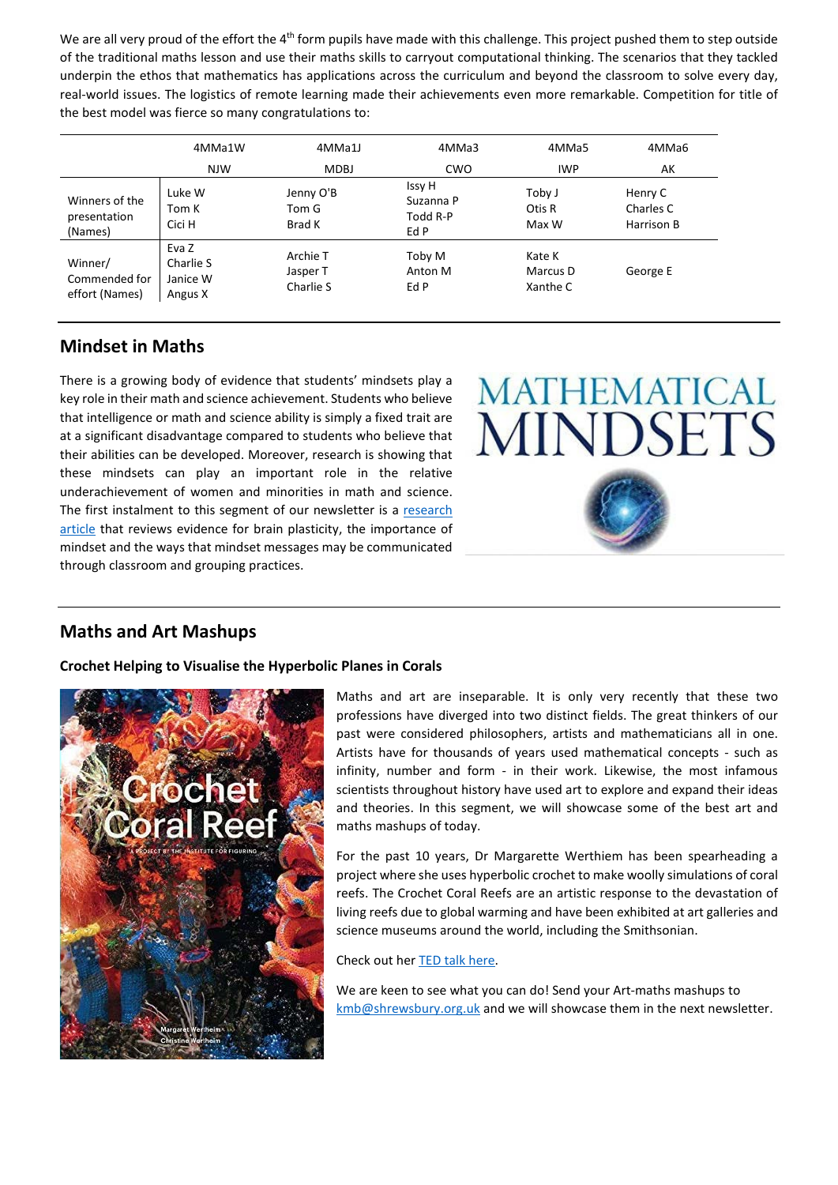We are all very proud of the effort the 4th form pupils have made with this challenge. This project pushed them to step outside of the traditional maths lesson and use their maths skills to carryout computational thinking. The scenarios that they tackled underpin the ethos that mathematics has applications across the curriculum and beyond the classroom to solve every day, real-world issues. The logistics of remote learning made their achievements even more remarkable. Competition for title of the best model was fierce so many congratulations to:

| | 4MMa1W | 4MMa1J | 4MMa3 | 4MMa5 | 4MMa6 |
|---|---|---|---|---|---|
| | NJW | MDBJ | CWO | IWP | AK |
| Winners of the presentation (Names) | Luke W<br>Tom K<br>Cici H | Jenny O'B<br>Tom G<br>Brad K | Issy H<br>Suzanna P<br>Todd R-P<br>Ed P | Toby J<br>Otis R<br>Max W | Henry C<br>Charles C<br>Harrison B |
| Winner/ Commended for effort (Names) | Eva Z<br>Charlie S<br>Janice W<br>Angus X | Archie T<br>Jasper T<br>Charlie S | Toby M<br>Anton M<br>Ed P | Kate K<br>Marcus D<br>Xanthe C | George E |

## Mindset in Maths

There is a growing body of evidence that students' mindsets play a key role in their math and science achievement. Students who believe that intelligence or math and science ability is simply a fixed trait are at a significant disadvantage compared to students who believe that their abilities can be developed. Moreover, research is showing that these mindsets can play an important role in the relative underachievement of women and minorities in math and science. The first instalment to this segment of our newsletter is a research article that reviews evidence for brain plasticity, the importance of mindset and the ways that mindset messages may be communicated through classroom and grouping practices.

MATHEMATICAL MINDSETS

## Maths and Art Mashups

### Crochet Helping to Visualise the Hyperbolic Planes in Corals

Crochet Coral Reef

A PROJECT BY THE INSTITUTE FOR FIGURING

Margaret Wertheim
Christina Wertheim

Maths and art are inseparable. It is only very recently that these two professions have diverged into two distinct fields. The great thinkers of our past were considered philosophers, artists and mathematicians all in one. Artists have for thousands of years used mathematical concepts - such as infinity, number and form - in their work. Likewise, the most infamous scientists throughout history have used art to explore and expand their ideas and theories. In this segment, we will showcase some of the best art and maths mashups of today.

For the past 10 years, Dr Margarette Werthiem has been spearheading a project where she uses hyperbolic crochet to make woolly simulations of coral reefs. The Crochet Coral Reefs are an artistic response to the devastation of living reefs due to global warming and have been exhibited at art galleries and science museums around the world, including the Smithsonian.

Check out her TED talk here.

We are keen to see what you can do! Send your Art-maths mashups to kmb@shrewsbury.org.uk and we will showcase them in the next newsletter.